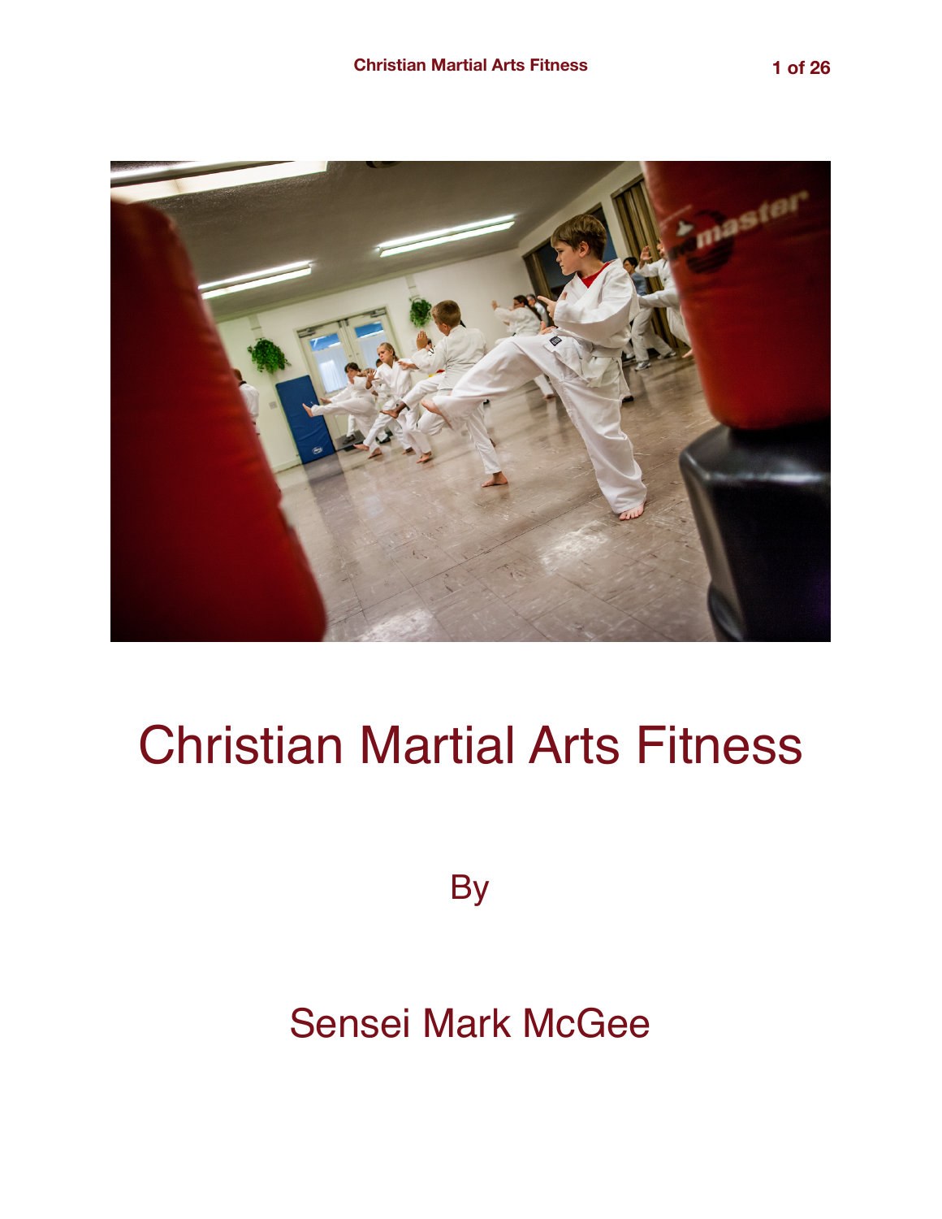# Christian Martial Arts Fitness

By

Sensei Mark McGee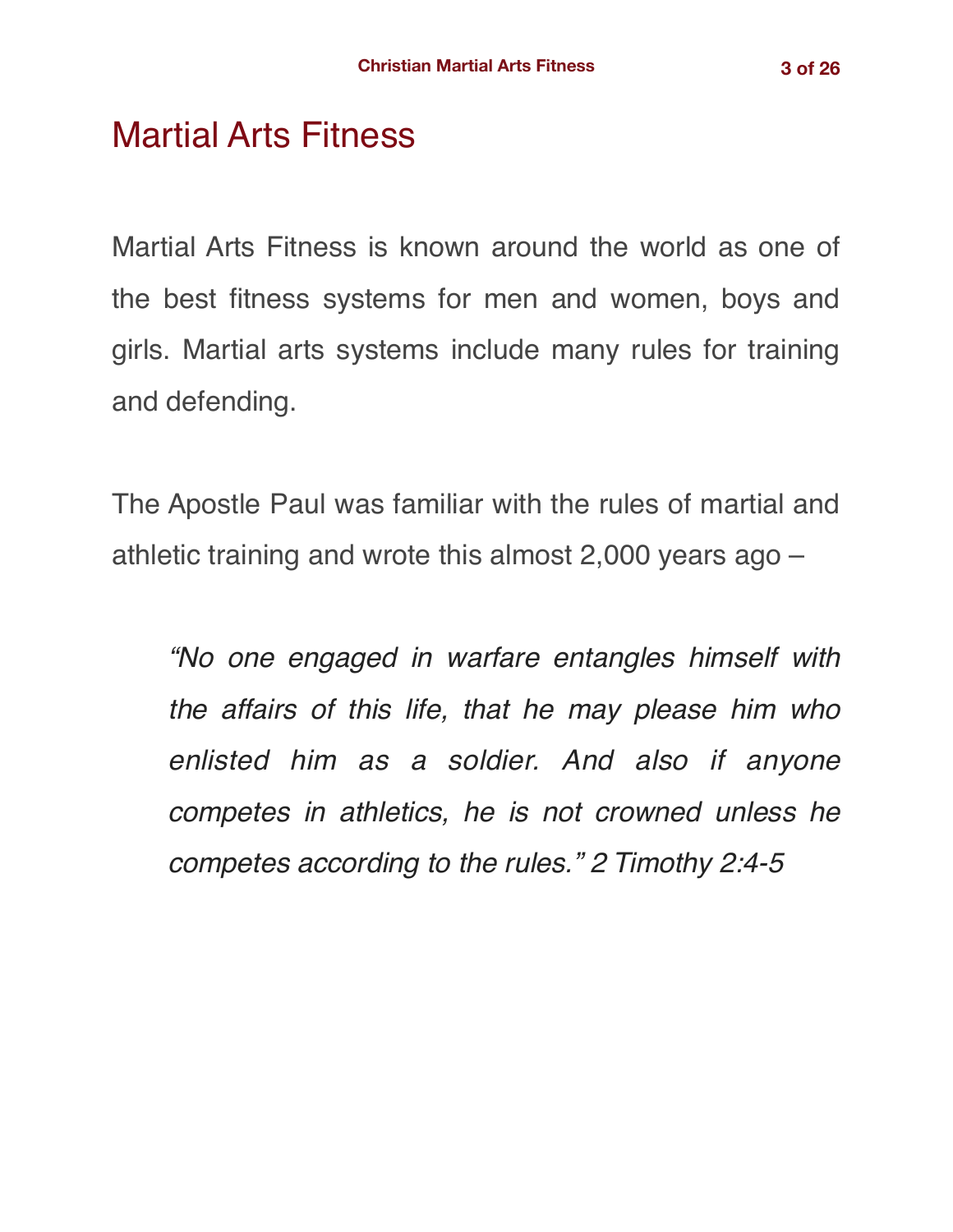# Martial Arts Fitness

Martial Arts Fitness is known around the world as one of the best fitness systems for men and women, boys and girls. Martial arts systems include many rules for training and defending.

The Apostle Paul was familiar with the rules of martial and athletic training and wrote this almost 2,000 years ago –

> *"No one engaged in warfare entangles himself with the affairs of this life, that he may please him who enlisted him as a soldier. And also if anyone competes in athletics, he is not crowned unless he competes according to the rules." 2 Timothy 2:4-5*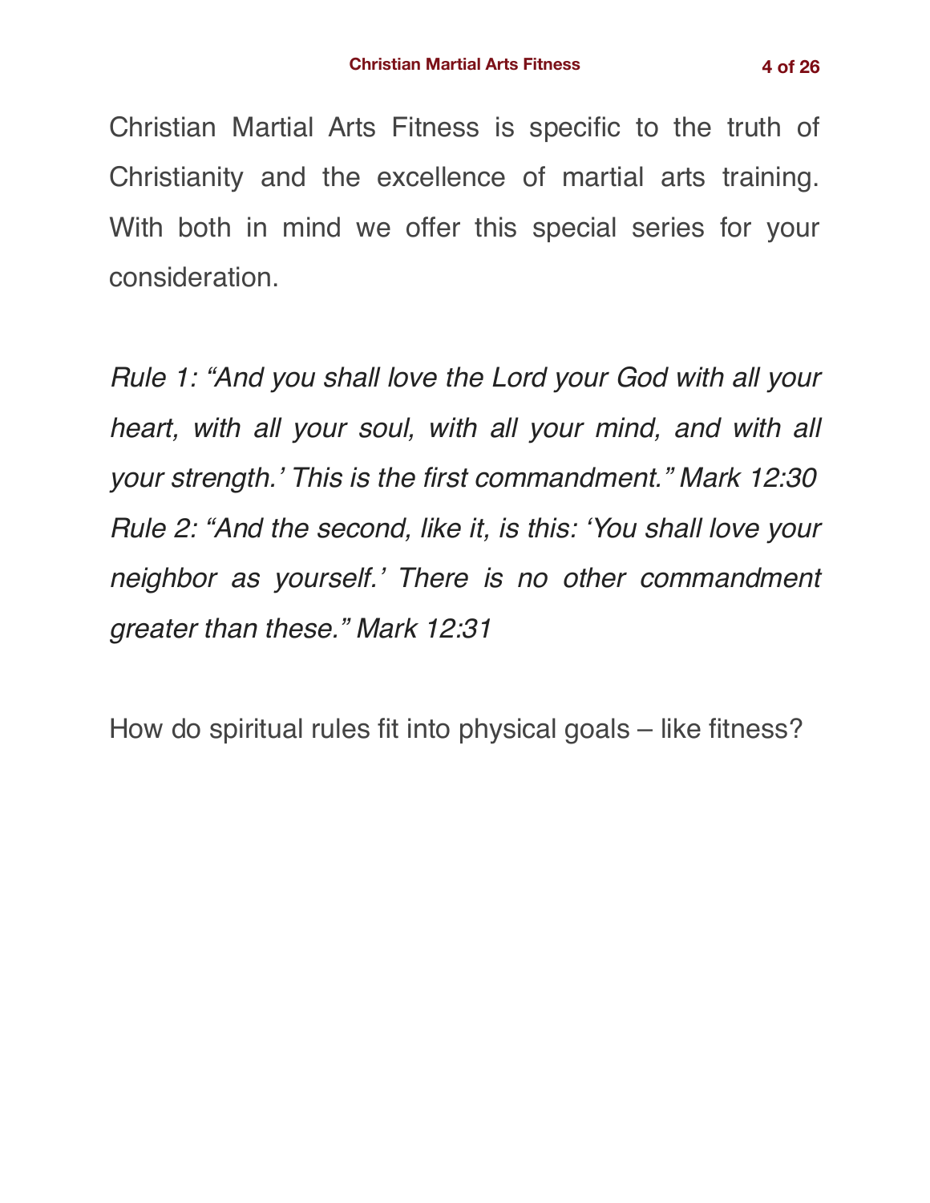Christian Martial Arts Fitness is specific to the truth of Christianity and the excellence of martial arts training. With both in mind we offer this special series for your consideration.

*Rule 1: "And you shall love the Lord your God with all your heart, with all your soul, with all your mind, and with all your strength.' This is the first commandment." Mark 12:30*
*Rule 2: "And the second, like it, is this: 'You shall love your neighbor as yourself.' There is no other commandment greater than these." Mark 12:31*

How do spiritual rules fit into physical goals – like fitness?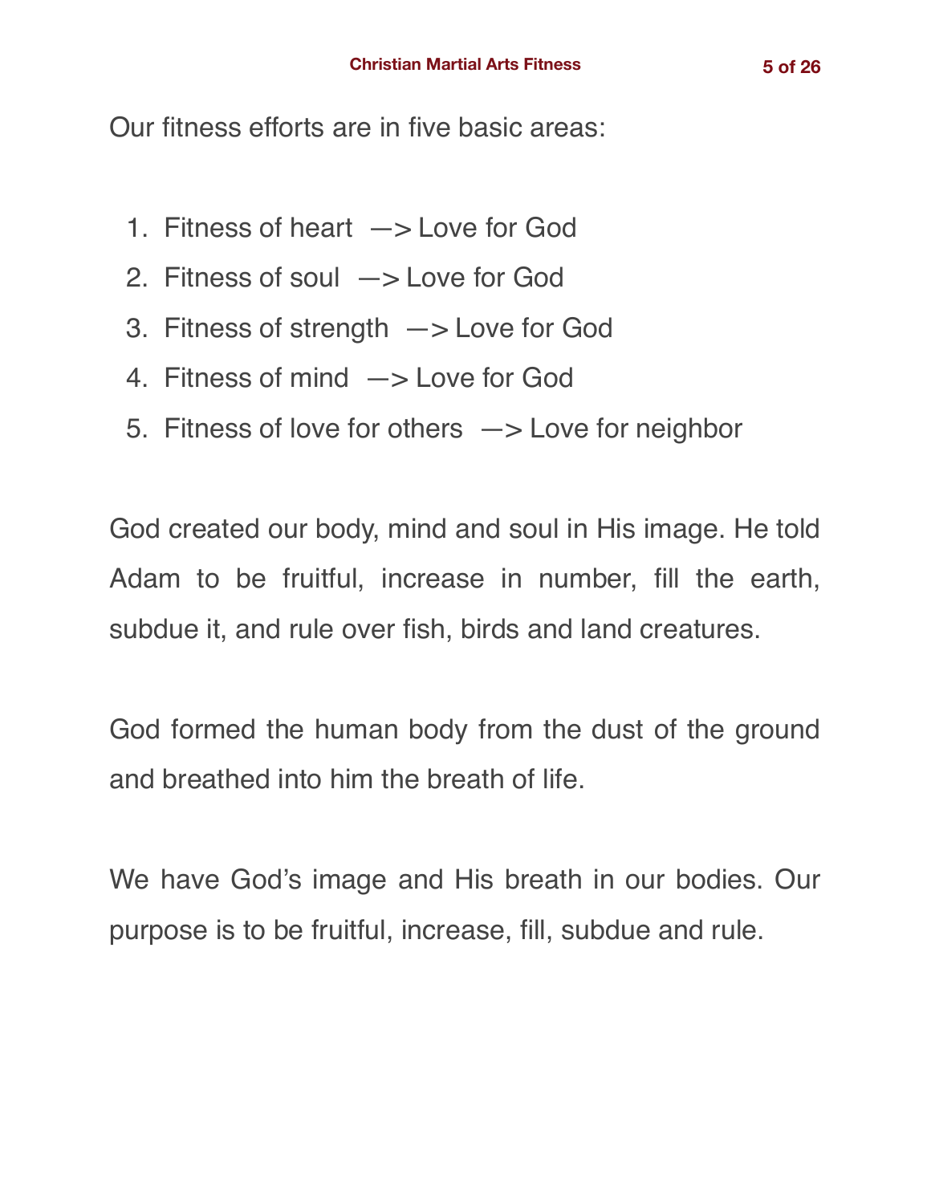Our fitness efforts are in five basic areas:

1. Fitness of heart —> Love for God
2. Fitness of soul —> Love for God
3. Fitness of strength —> Love for God
4. Fitness of mind —> Love for God
5. Fitness of love for others —> Love for neighbor

God created our body, mind and soul in His image. He told Adam to be fruitful, increase in number, fill the earth, subdue it, and rule over fish, birds and land creatures.

God formed the human body from the dust of the ground and breathed into him the breath of life.

We have God's image and His breath in our bodies. Our purpose is to be fruitful, increase, fill, subdue and rule.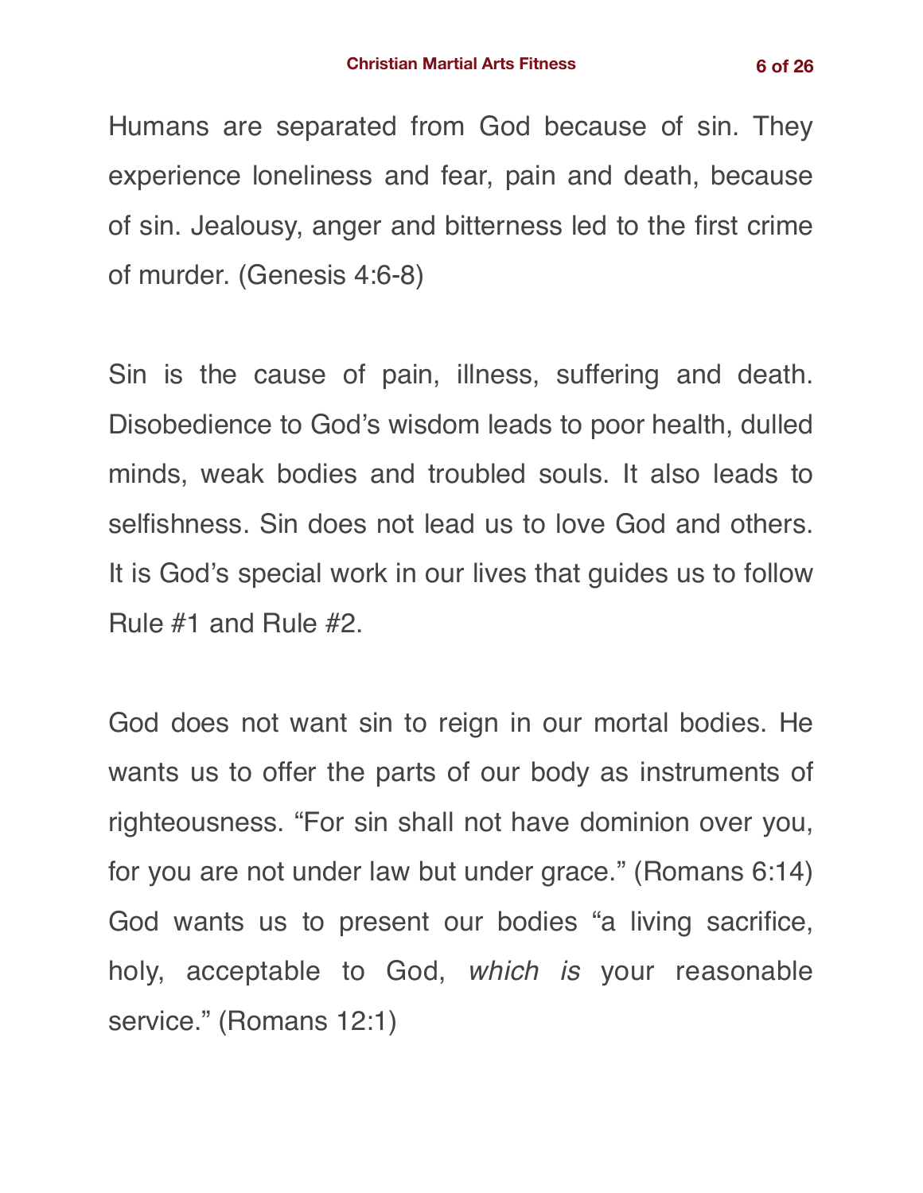Humans are separated from God because of sin. They experience loneliness and fear, pain and death, because of sin. Jealousy, anger and bitterness led to the first crime of murder. (Genesis 4:6-8)

Sin is the cause of pain, illness, suffering and death. Disobedience to God's wisdom leads to poor health, dulled minds, weak bodies and troubled souls. It also leads to selfishness. Sin does not lead us to love God and others. It is God's special work in our lives that guides us to follow Rule #1 and Rule #2.

God does not want sin to reign in our mortal bodies. He wants us to offer the parts of our body as instruments of righteousness. "For sin shall not have dominion over you, for you are not under law but under grace." (Romans 6:14) God wants us to present our bodies "a living sacrifice, holy, acceptable to God, *which is* your reasonable service." (Romans 12:1)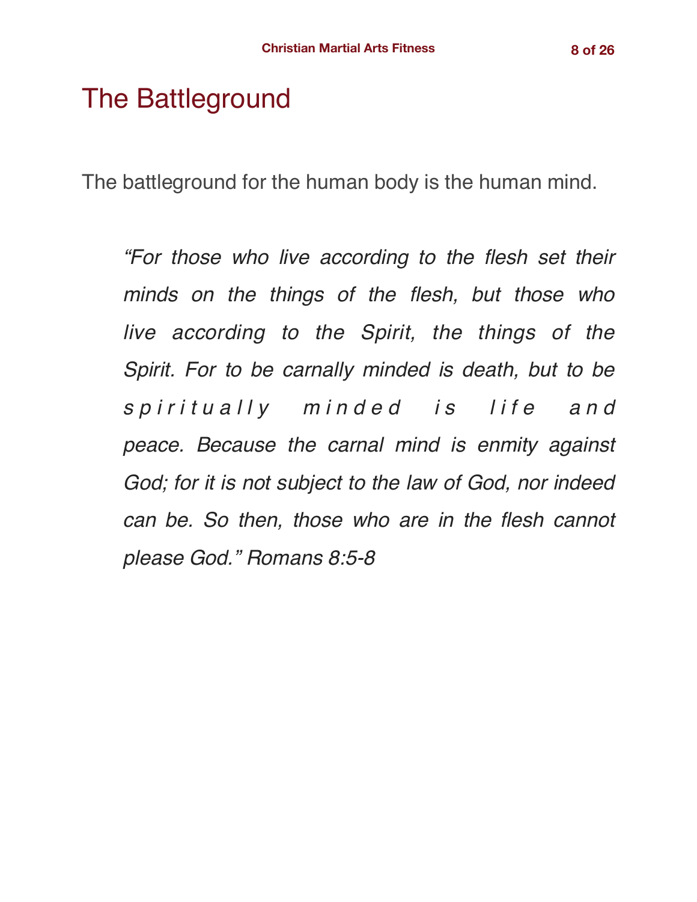# The Battleground

The battleground for the human body is the human mind.

> *"For those who live according to the flesh set their minds on the things of the flesh, but those who live according to the Spirit, the things of the Spirit. For to be carnally minded is death, but to be spiritually minded is life and peace. Because the carnal mind is enmity against God; for it is not subject to the law of God, nor indeed can be. So then, those who are in the flesh cannot please God." Romans 8:5-8*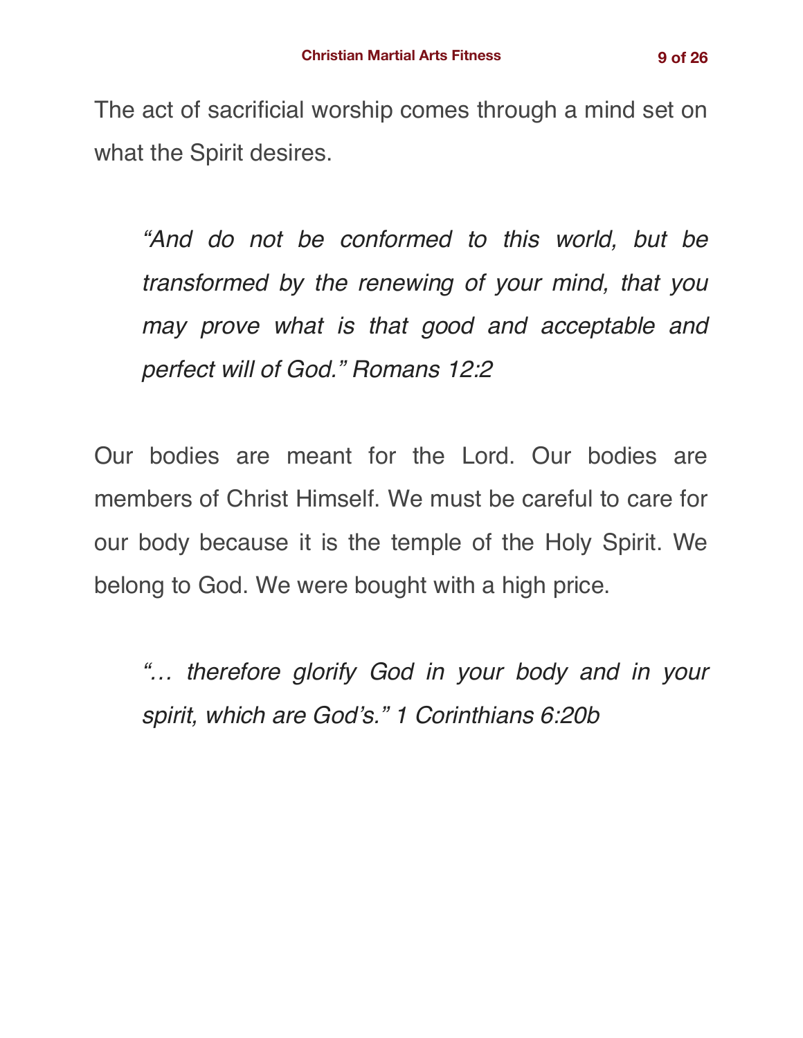The act of sacrificial worship comes through a mind set on what the Spirit desires.

> *"And do not be conformed to this world, but be transformed by the renewing of your mind, that you may prove what is that good and acceptable and perfect will of God." Romans 12:2*

Our bodies are meant for the Lord. Our bodies are members of Christ Himself. We must be careful to care for our body because it is the temple of the Holy Spirit. We belong to God. We were bought with a high price.

> *"… therefore glorify God in your body and in your spirit, which are God's." 1 Corinthians 6:20b*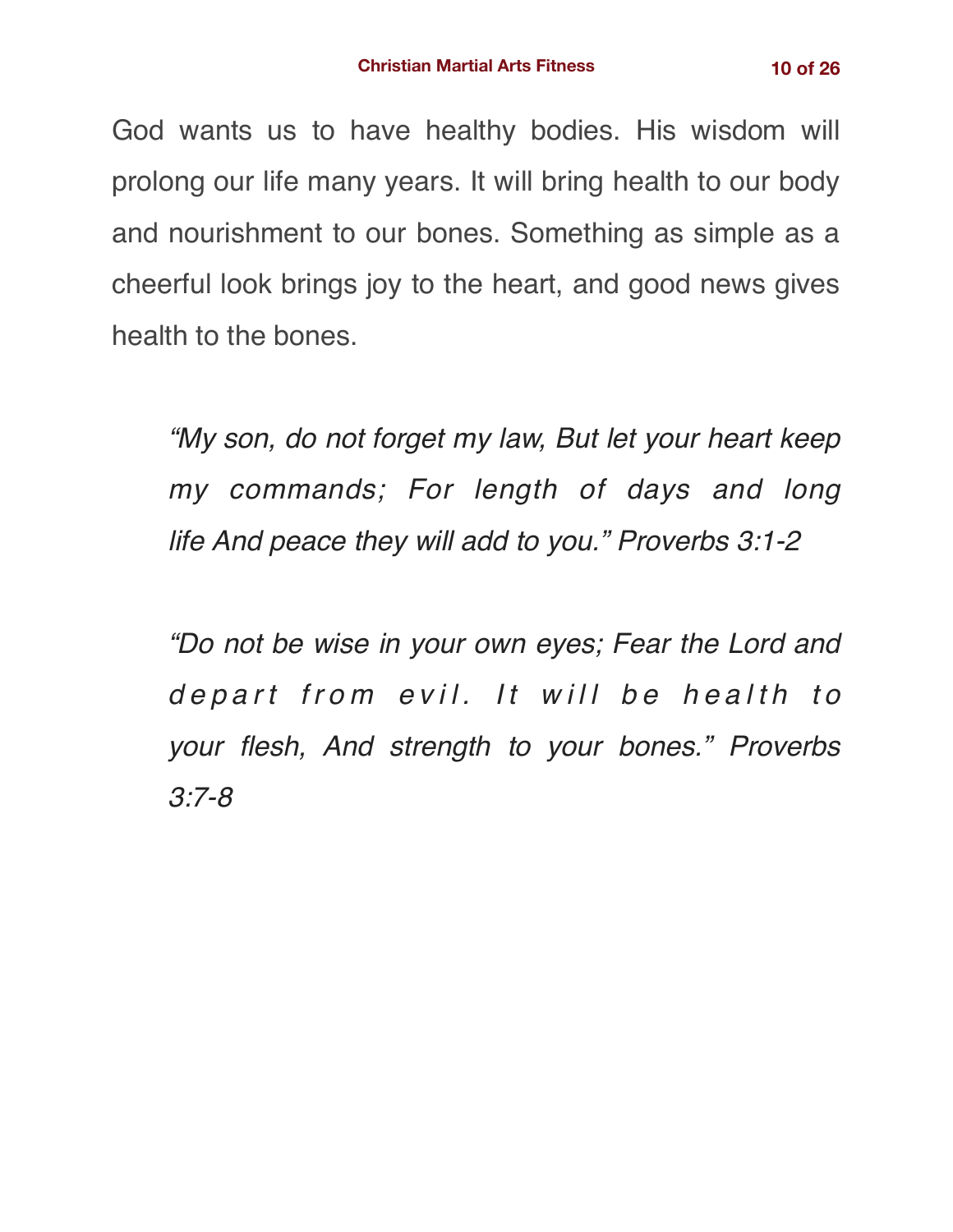God wants us to have healthy bodies. His wisdom will prolong our life many years. It will bring health to our body and nourishment to our bones. Something as simple as a cheerful look brings joy to the heart, and good news gives health to the bones.

> *"My son, do not forget my law, But let your heart keep my commands; For length of days and long life And peace they will add to you." Proverbs 3:1-2*

> *"Do not be wise in your own eyes; Fear the Lord and depart from evil. It will be health to your flesh, And strength to your bones." Proverbs 3:7-8*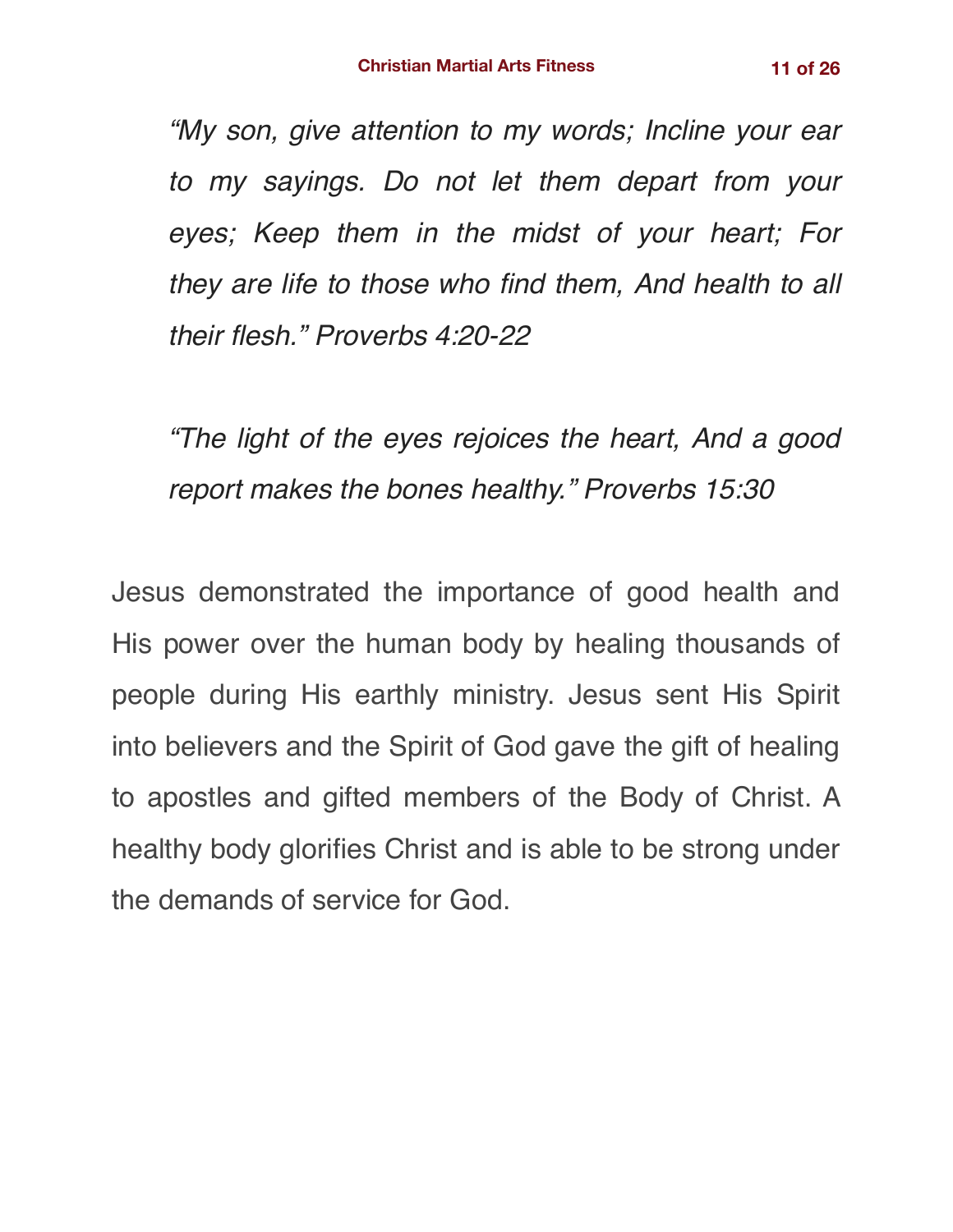*“My son, give attention to my words; Incline your ear to my sayings. Do not let them depart from your eyes; Keep them in the midst of your heart; For they are life to those who find them, And health to all their flesh.” Proverbs 4:20-22*

*“The light of the eyes rejoices the heart, And a good report makes the bones healthy.” Proverbs 15:30*

Jesus demonstrated the importance of good health and His power over the human body by healing thousands of people during His earthly ministry. Jesus sent His Spirit into believers and the Spirit of God gave the gift of healing to apostles and gifted members of the Body of Christ. A healthy body glorifies Christ and is able to be strong under the demands of service for God.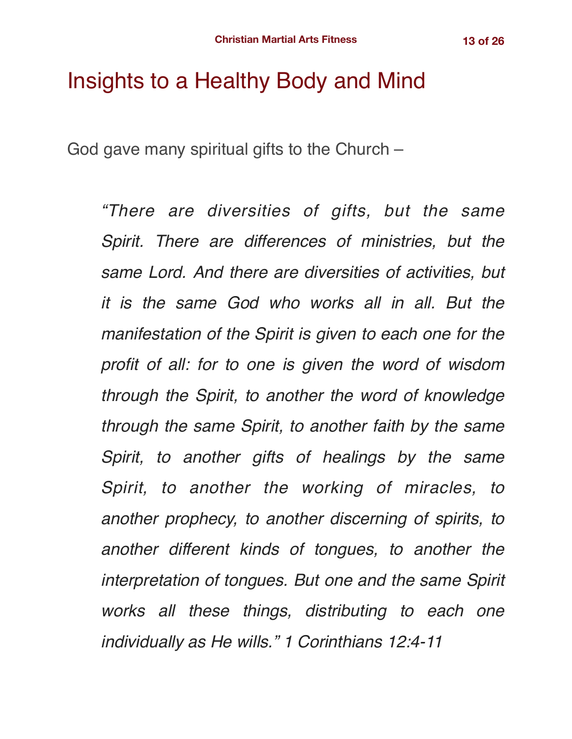# Insights to a Healthy Body and Mind

God gave many spiritual gifts to the Church –

> *"There are diversities of gifts, but the same Spirit. There are differences of ministries, but the same Lord. And there are diversities of activities, but it is the same God who works all in all. But the manifestation of the Spirit is given to each one for the profit of all: for to one is given the word of wisdom through the Spirit, to another the word of knowledge through the same Spirit, to another faith by the same Spirit, to another gifts of healings by the same Spirit, to another the working of miracles, to another prophecy, to another discerning of spirits, to another different kinds of tongues, to another the interpretation of tongues. But one and the same Spirit works all these things, distributing to each one individually as He wills." 1 Corinthians 12:4-11*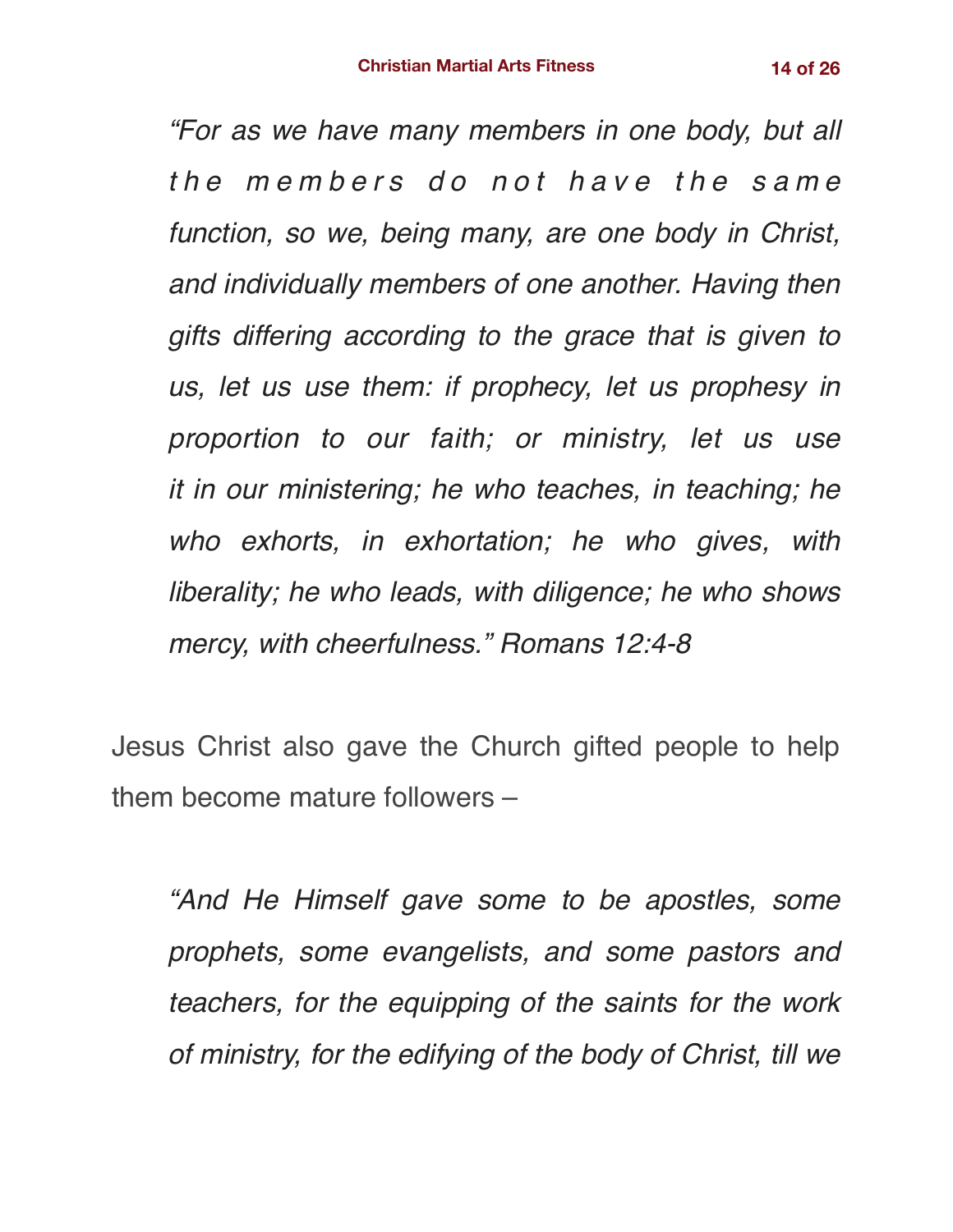> *"For as we have many members in one body, but all the members do not have the same function, so we, being many, are one body in Christ, and individually members of one another. Having then gifts differing according to the grace that is given to us, let us use them: if prophecy, let us prophesy in proportion to our faith; or ministry, let us use it in our ministering; he who teaches, in teaching; he who exhorts, in exhortation; he who gives, with liberality; he who leads, with diligence; he who shows mercy, with cheerfulness." Romans 12:4-8*

Jesus Christ also gave the Church gifted people to help them become mature followers –

> *"And He Himself gave some to be apostles, some prophets, some evangelists, and some pastors and teachers, for the equipping of the saints for the work of ministry, for the edifying of the body of Christ, till we*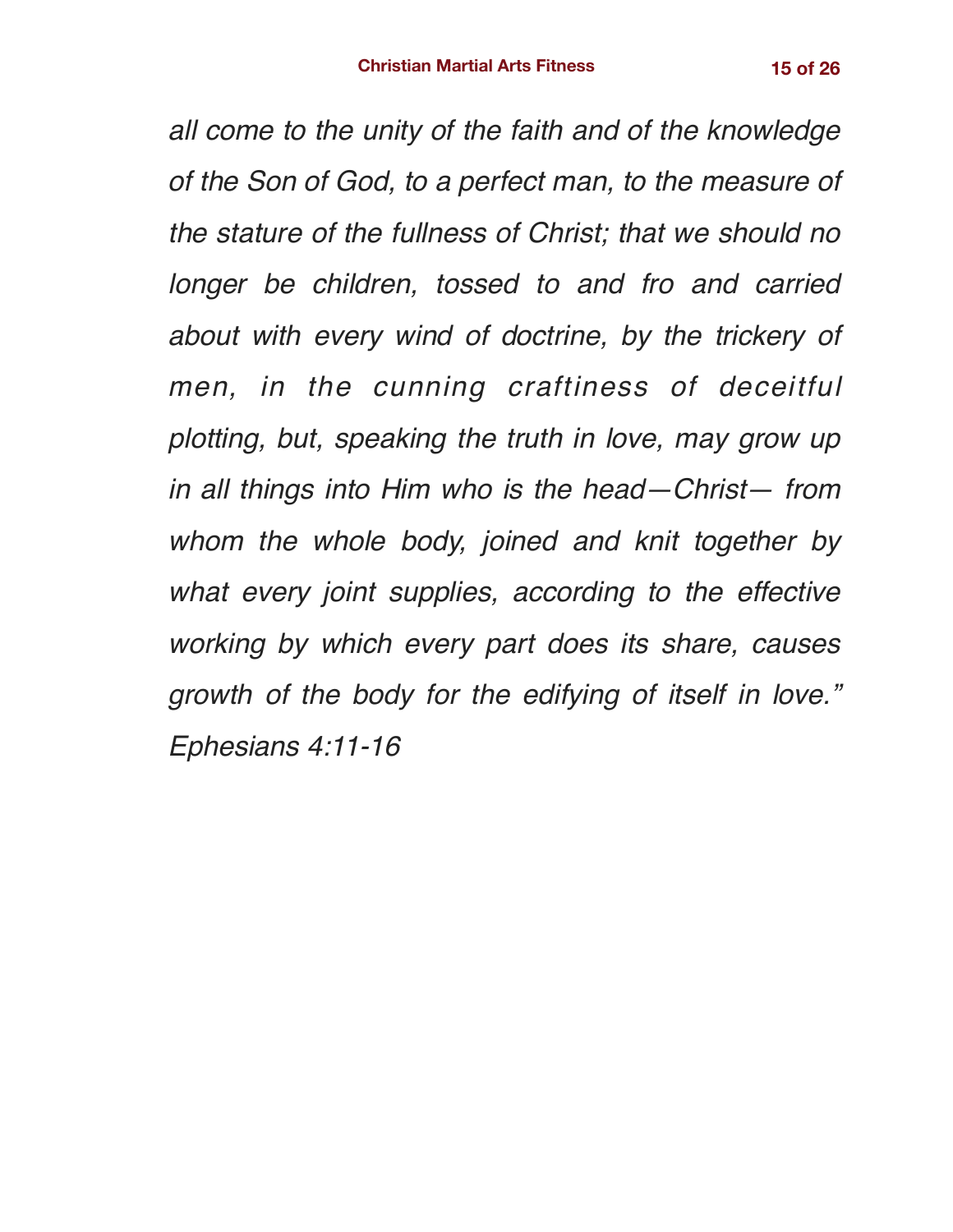*all come to the unity of the faith and of the knowledge of the Son of God, to a perfect man, to the measure of the stature of the fullness of Christ; that we should no longer be children, tossed to and fro and carried about with every wind of doctrine, by the trickery of men, in the cunning craftiness of deceitful plotting, but, speaking the truth in love, may grow up in all things into Him who is the head—Christ— from whom the whole body, joined and knit together by what every joint supplies, according to the effective working by which every part does its share, causes growth of the body for the edifying of itself in love." Ephesians 4:11-16*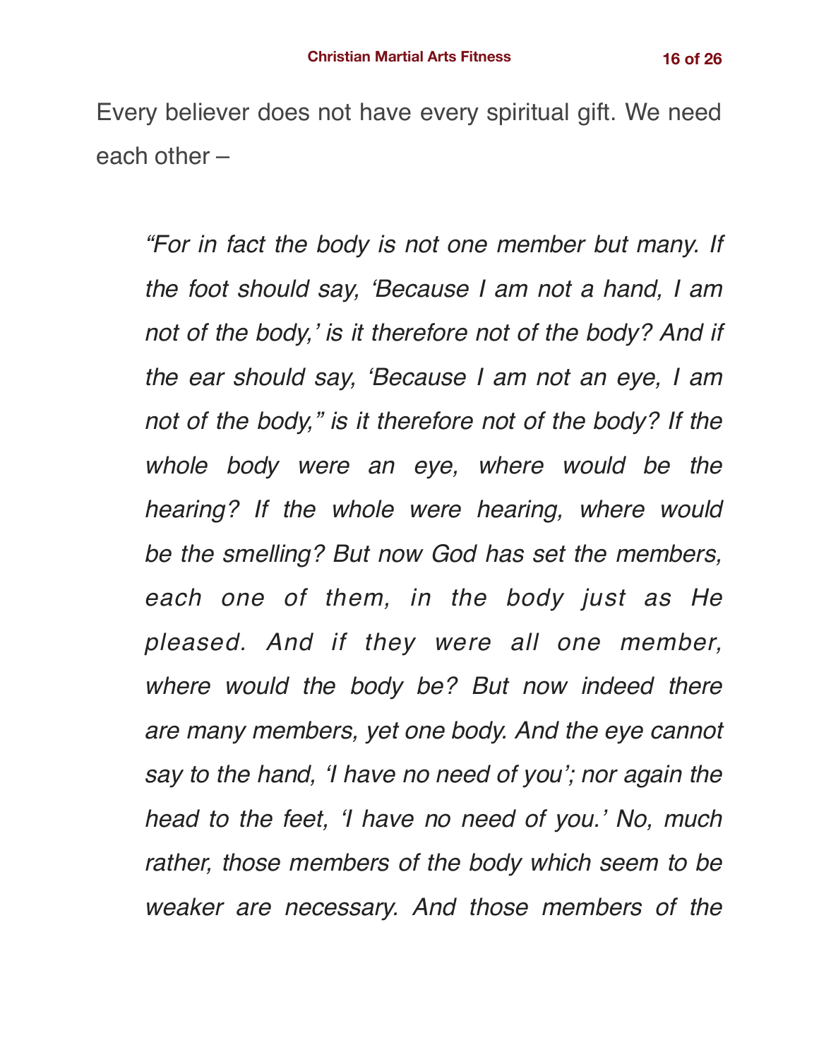Every believer does not have every spiritual gift. We need each other –

> *"For in fact the body is not one member but many. If the foot should say, 'Because I am not a hand, I am not of the body,' is it therefore not of the body? And if the ear should say, 'Because I am not an eye, I am not of the body," is it therefore not of the body? If the whole body were an eye, where would be the hearing? If the whole were hearing, where would be the smelling? But now God has set the members, each one of them, in the body just as He pleased. And if they were all one member, where would the body be? But now indeed there are many members, yet one body. And the eye cannot say to the hand, 'I have no need of you'; nor again the head to the feet, 'I have no need of you.' No, much rather, those members of the body which seem to be weaker are necessary. And those members of the*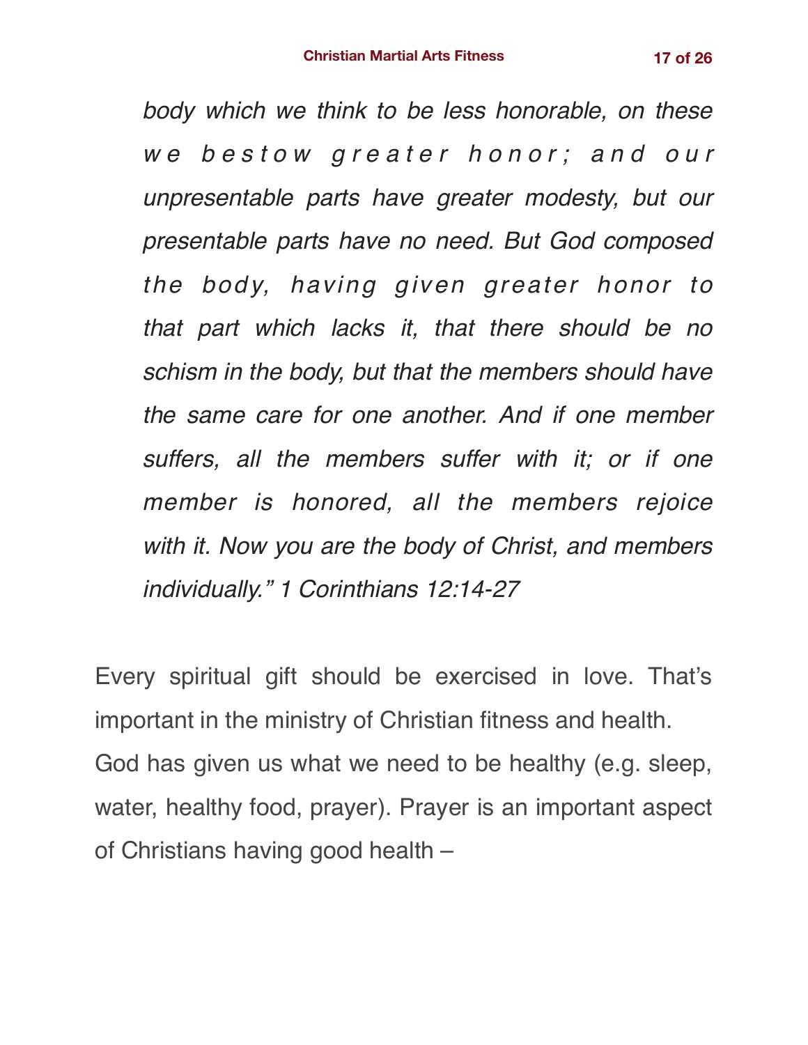*body which we think to be less honorable, on these we bestow greater honor; and our unpresentable parts have greater modesty, but our presentable parts have no need. But God composed the body, having given greater honor to that part which lacks it, that there should be no schism in the body, but that the members should have the same care for one another. And if one member suffers, all the members suffer with it; or if one member is honored, all the members rejoice with it. Now you are the body of Christ, and members individually." 1 Corinthians 12:14-27*

Every spiritual gift should be exercised in love. That's important in the ministry of Christian fitness and health.

God has given us what we need to be healthy (e.g. sleep, water, healthy food, prayer). Prayer is an important aspect of Christians having good health –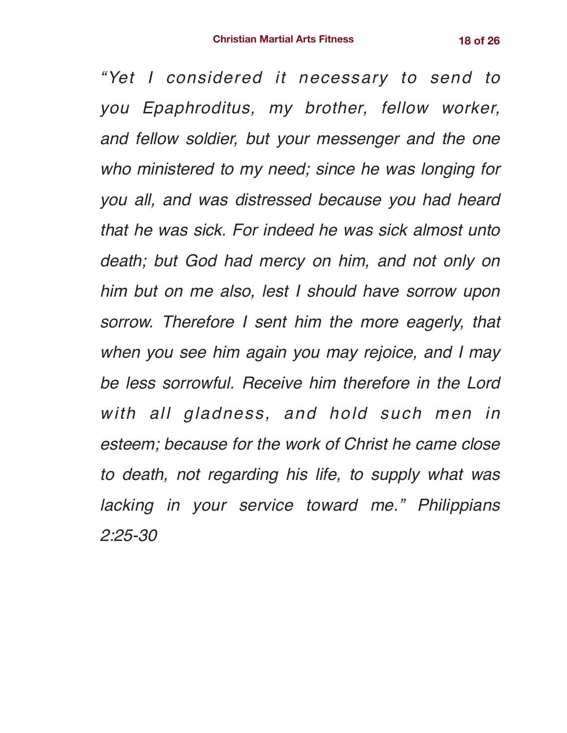*"Yet I considered it necessary to send to you Epaphroditus, my brother, fellow worker, and fellow soldier, but your messenger and the one who ministered to my need; since he was longing for you all, and was distressed because you had heard that he was sick. For indeed he was sick almost unto death; but God had mercy on him, and not only on him but on me also, lest I should have sorrow upon sorrow. Therefore I sent him the more eagerly, that when you see him again you may rejoice, and I may be less sorrowful. Receive him therefore in the Lord with all gladness, and hold such men in esteem; because for the work of Christ he came close to death, not regarding his life, to supply what was lacking in your service toward me." Philippians 2:25-30*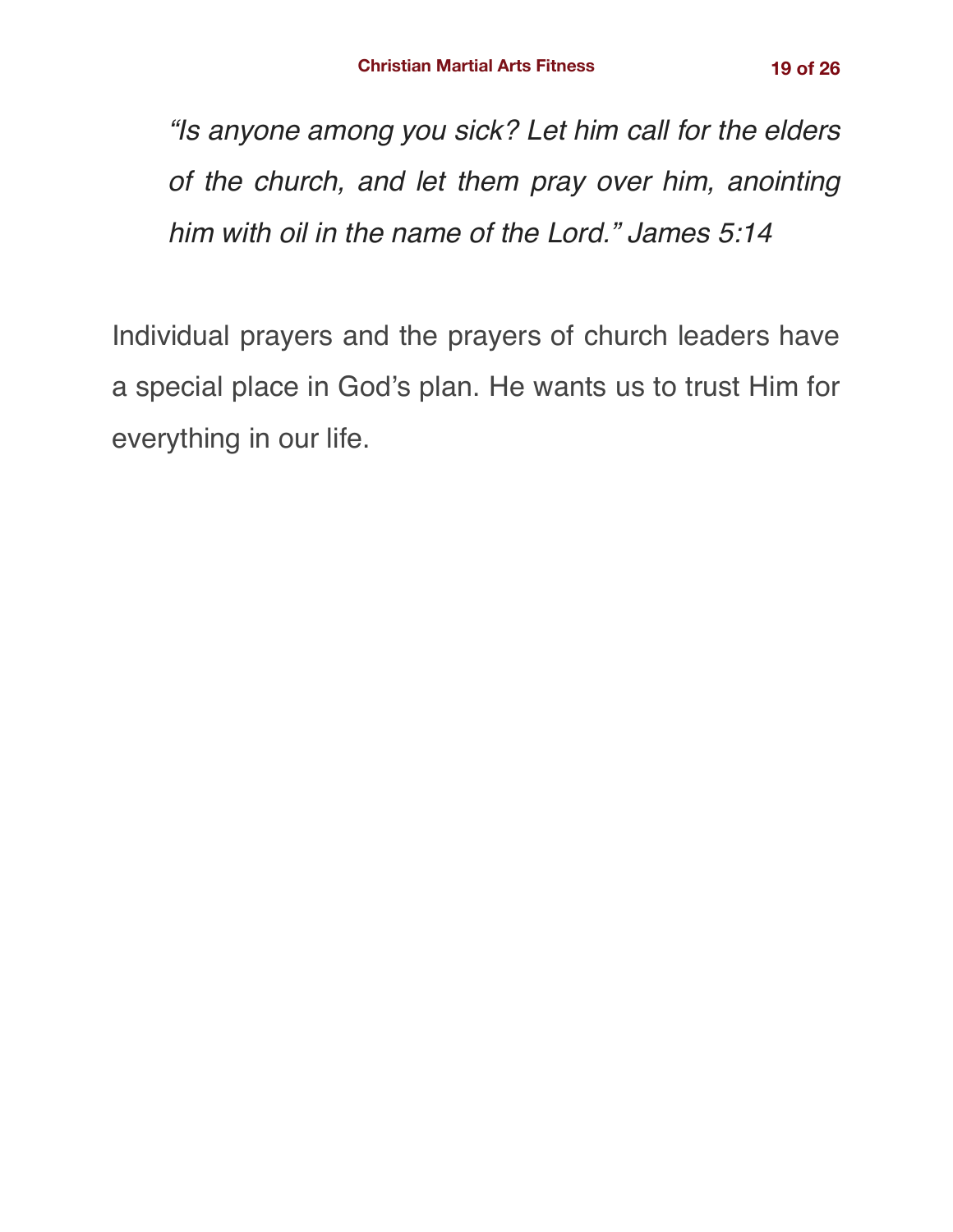*“Is anyone among you sick? Let him call for the elders of the church, and let them pray over him, anointing him with oil in the name of the Lord.” James 5:14*

Individual prayers and the prayers of church leaders have a special place in God’s plan. He wants us to trust Him for everything in our life.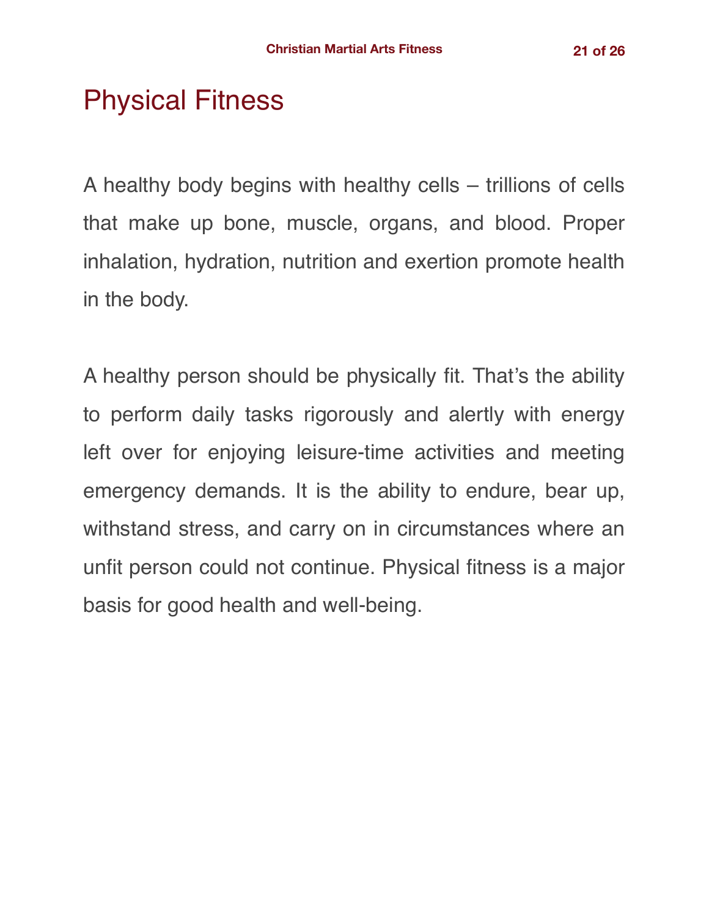# Physical Fitness

A healthy body begins with healthy cells – trillions of cells that make up bone, muscle, organs, and blood. Proper inhalation, hydration, nutrition and exertion promote health in the body.

A healthy person should be physically fit. That's the ability to perform daily tasks rigorously and alertly with energy left over for enjoying leisure-time activities and meeting emergency demands. It is the ability to endure, bear up, withstand stress, and carry on in circumstances where an unfit person could not continue. Physical fitness is a major basis for good health and well-being.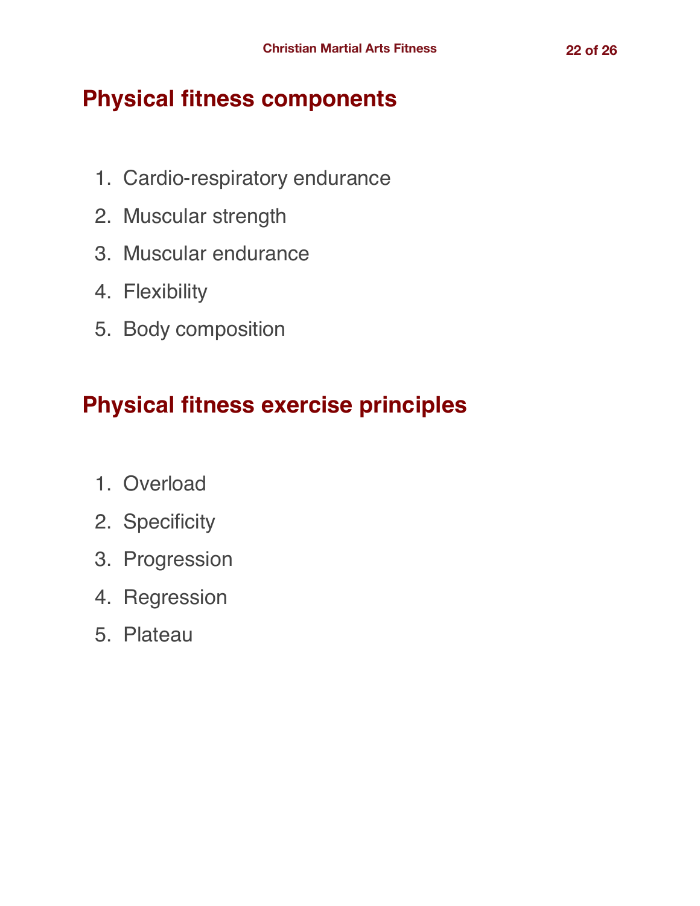## Physical fitness components

1. Cardio-respiratory endurance
2. Muscular strength
3. Muscular endurance
4. Flexibility
5. Body composition

## Physical fitness exercise principles

1. Overload
2. Specificity
3. Progression
4. Regression
5. Plateau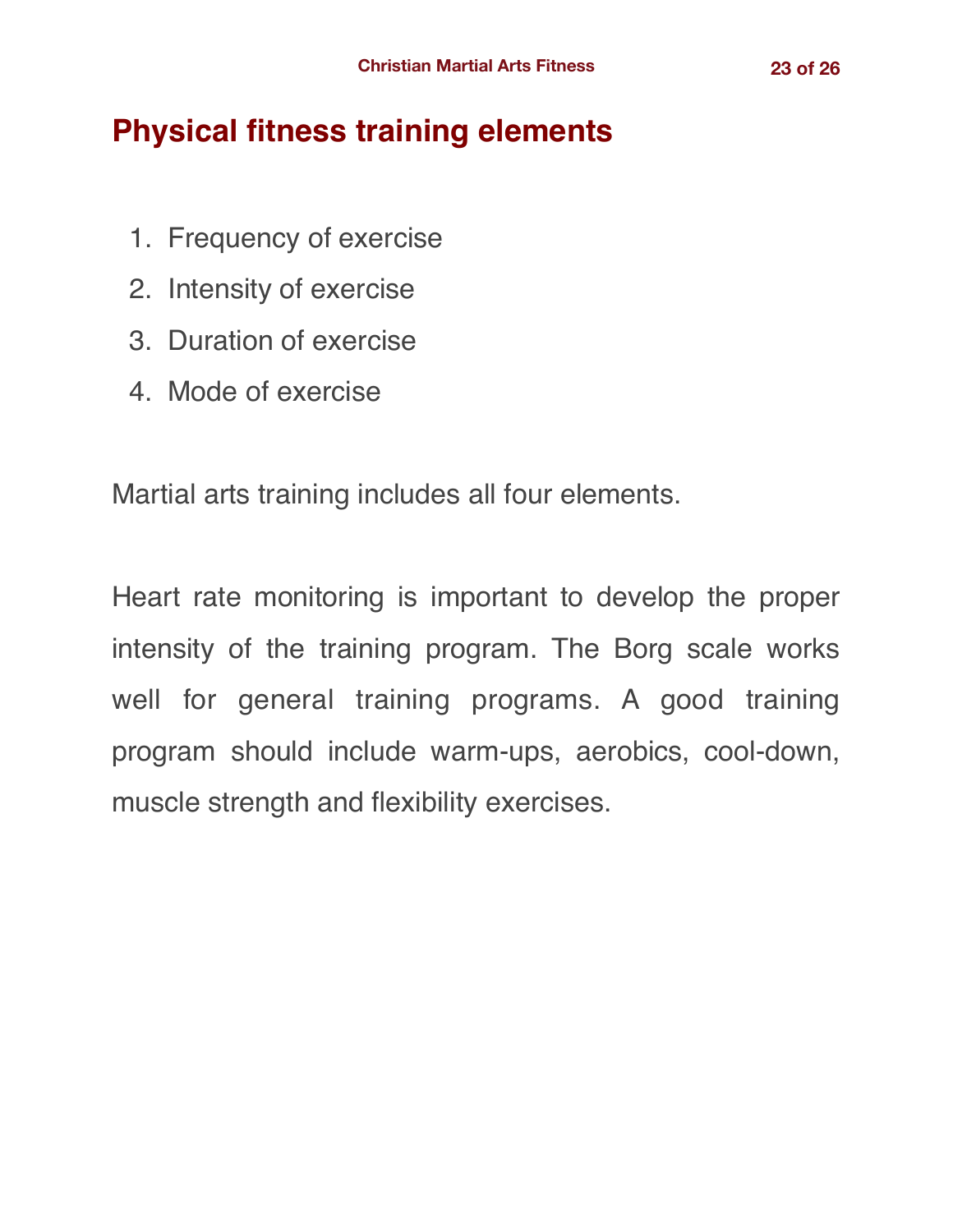# Physical fitness training elements

1. Frequency of exercise
2. Intensity of exercise
3. Duration of exercise
4. Mode of exercise

Martial arts training includes all four elements.

Heart rate monitoring is important to develop the proper intensity of the training program. The Borg scale works well for general training programs. A good training program should include warm-ups, aerobics, cool-down, muscle strength and flexibility exercises.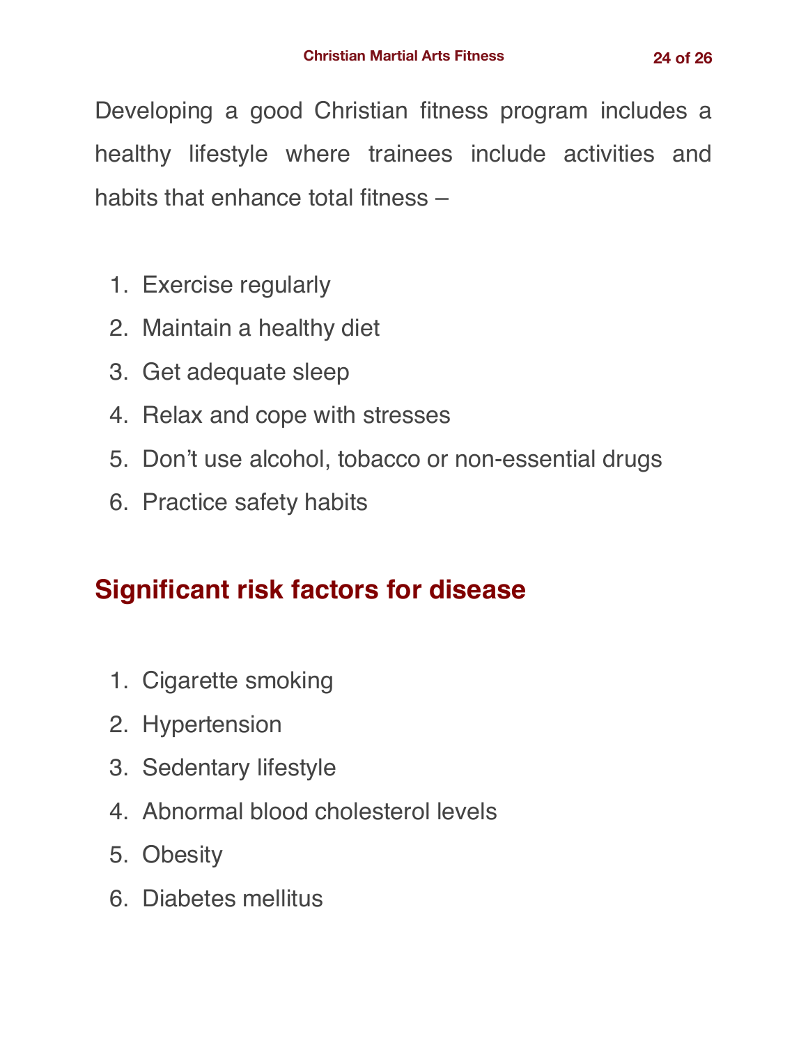Developing a good Christian fitness program includes a healthy lifestyle where trainees include activities and habits that enhance total fitness –

1. Exercise regularly
2. Maintain a healthy diet
3. Get adequate sleep
4. Relax and cope with stresses
5. Don't use alcohol, tobacco or non-essential drugs
6. Practice safety habits

## Significant risk factors for disease

1. Cigarette smoking
2. Hypertension
3. Sedentary lifestyle
4. Abnormal blood cholesterol levels
5. Obesity
6. Diabetes mellitus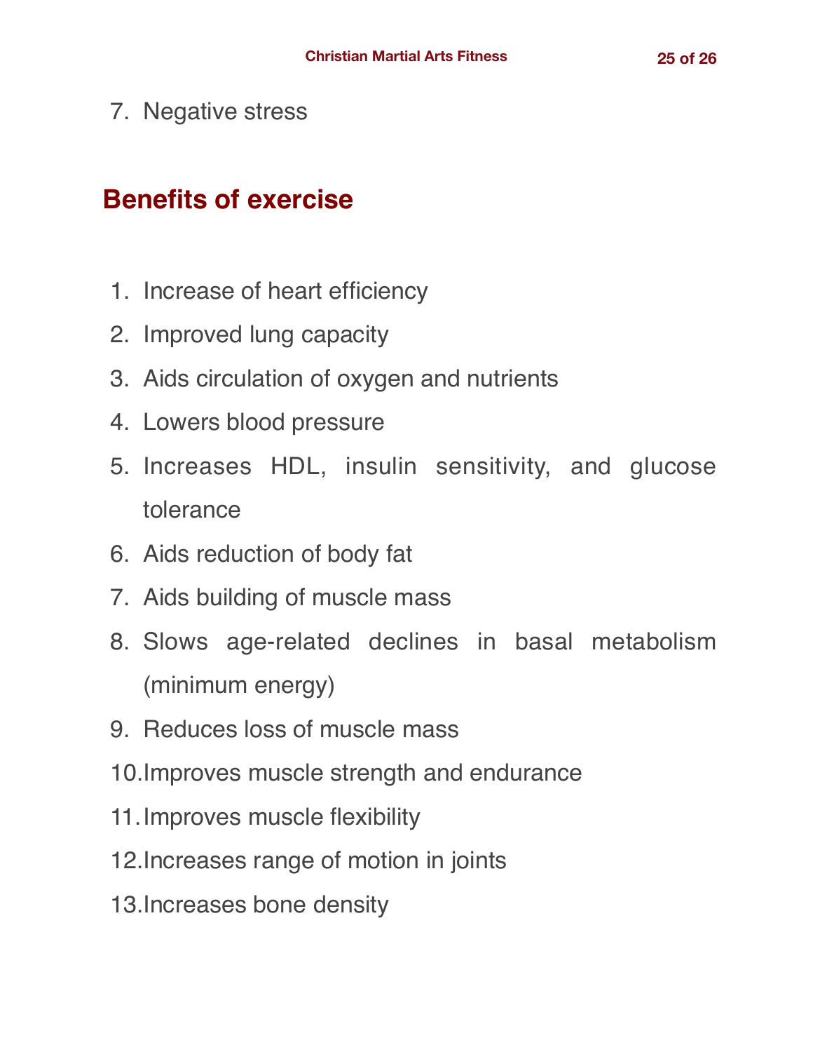7. Negative stress

## Benefits of exercise

1. Increase of heart efficiency
2. Improved lung capacity
3. Aids circulation of oxygen and nutrients
4. Lowers blood pressure
5. Increases HDL, insulin sensitivity, and glucose tolerance
6. Aids reduction of body fat
7. Aids building of muscle mass
8. Slows age-related declines in basal metabolism (minimum energy)
9. Reduces loss of muscle mass
10. Improves muscle strength and endurance
11. Improves muscle flexibility
12. Increases range of motion in joints
13. Increases bone density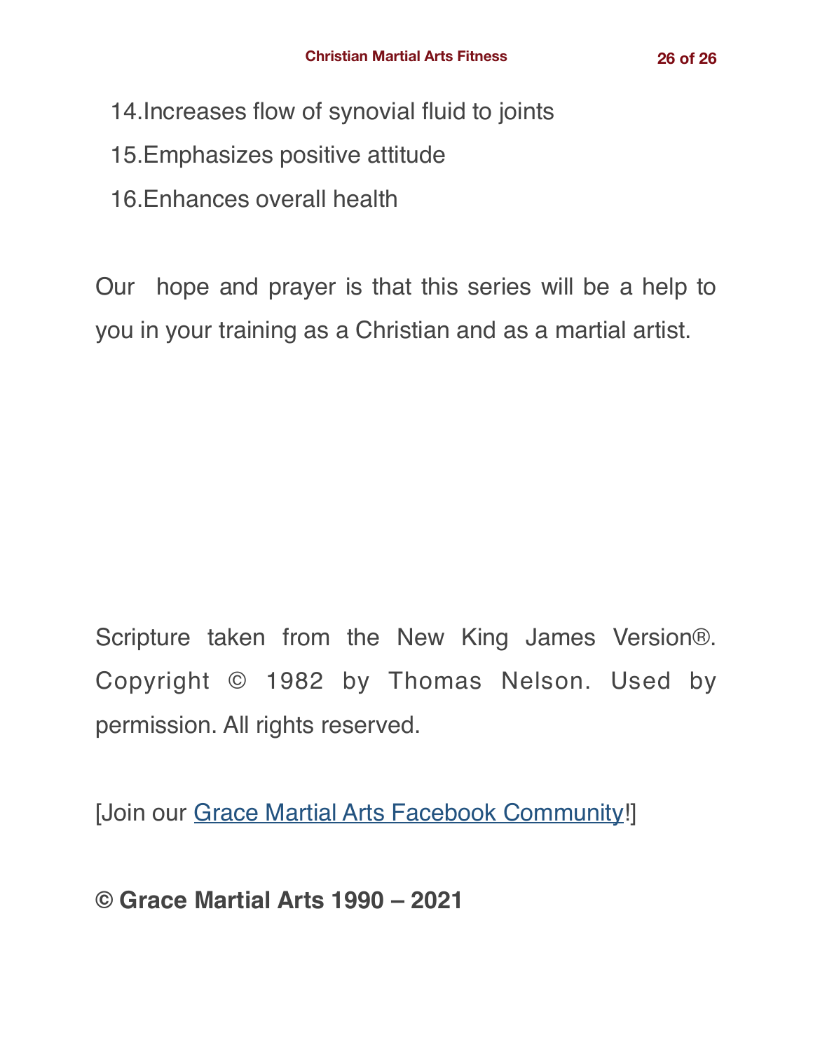14. Increases flow of synovial fluid to joints
15. Emphasizes positive attitude
16. Enhances overall health

Our hope and prayer is that this series will be a help to you in your training as a Christian and as a martial artist.

Scripture taken from the New King James Version®. Copyright © 1982 by Thomas Nelson. Used by permission. All rights reserved.

[Join our Grace Martial Arts Facebook Community!]

**© Grace Martial Arts 1990 – 2021**